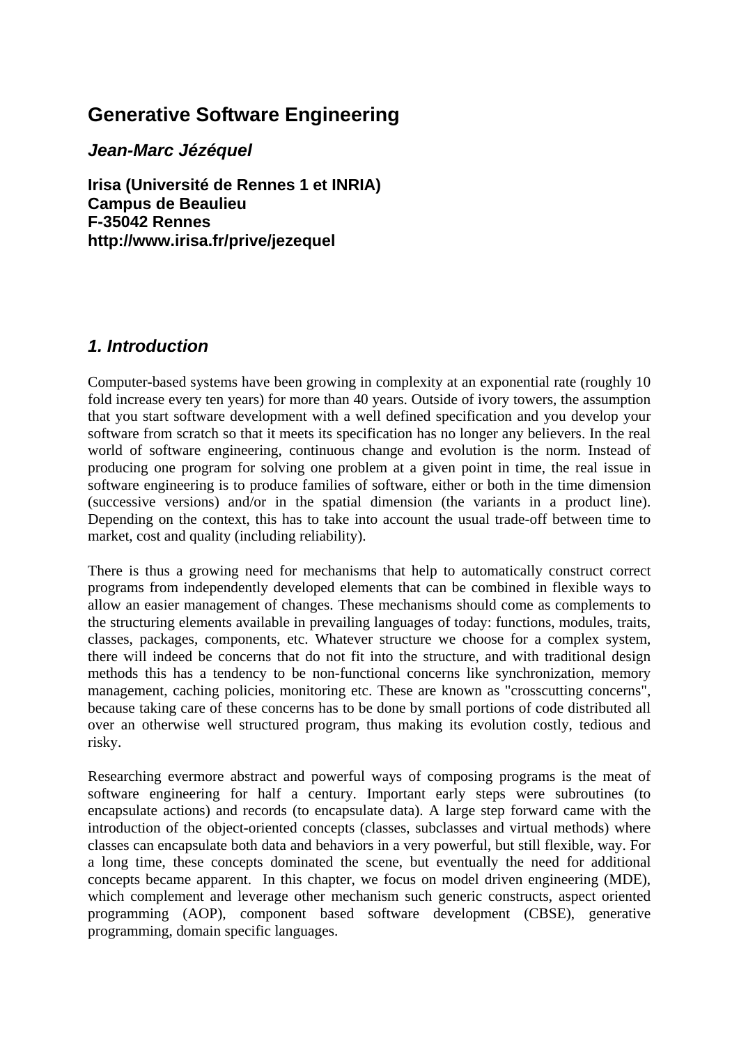# Generative Software Engineering

***Jean-Marc Jézéquel***

**Irisa (Université de Rennes 1 et INRIA)**
**Campus de Beaulieu**
**F-35042 Rennes**
**http://www.irisa.fr/prive/jezequel**

## *1. Introduction*

Computer-based systems have been growing in complexity at an exponential rate (roughly 10 fold increase every ten years) for more than 40 years. Outside of ivory towers, the assumption that you start software development with a well defined specification and you develop your software from scratch so that it meets its specification has no longer any believers. In the real world of software engineering, continuous change and evolution is the norm. Instead of producing one program for solving one problem at a given point in time, the real issue in software engineering is to produce families of software, either or both in the time dimension (successive versions) and/or in the spatial dimension (the variants in a product line). Depending on the context, this has to take into account the usual trade-off between time to market, cost and quality (including reliability).

There is thus a growing need for mechanisms that help to automatically construct correct programs from independently developed elements that can be combined in flexible ways to allow an easier management of changes. These mechanisms should come as complements to the structuring elements available in prevailing languages of today: functions, modules, traits, classes, packages, components, etc. Whatever structure we choose for a complex system, there will indeed be concerns that do not fit into the structure, and with traditional design methods this has a tendency to be non-functional concerns like synchronization, memory management, caching policies, monitoring etc. These are known as "crosscutting concerns", because taking care of these concerns has to be done by small portions of code distributed all over an otherwise well structured program, thus making its evolution costly, tedious and risky.

Researching evermore abstract and powerful ways of composing programs is the meat of software engineering for half a century. Important early steps were subroutines (to encapsulate actions) and records (to encapsulate data). A large step forward came with the introduction of the object-oriented concepts (classes, subclasses and virtual methods) where classes can encapsulate both data and behaviors in a very powerful, but still flexible, way. For a long time, these concepts dominated the scene, but eventually the need for additional concepts became apparent. In this chapter, we focus on model driven engineering (MDE), which complement and leverage other mechanism such generic constructs, aspect oriented programming (AOP), component based software development (CBSE), generative programming, domain specific languages.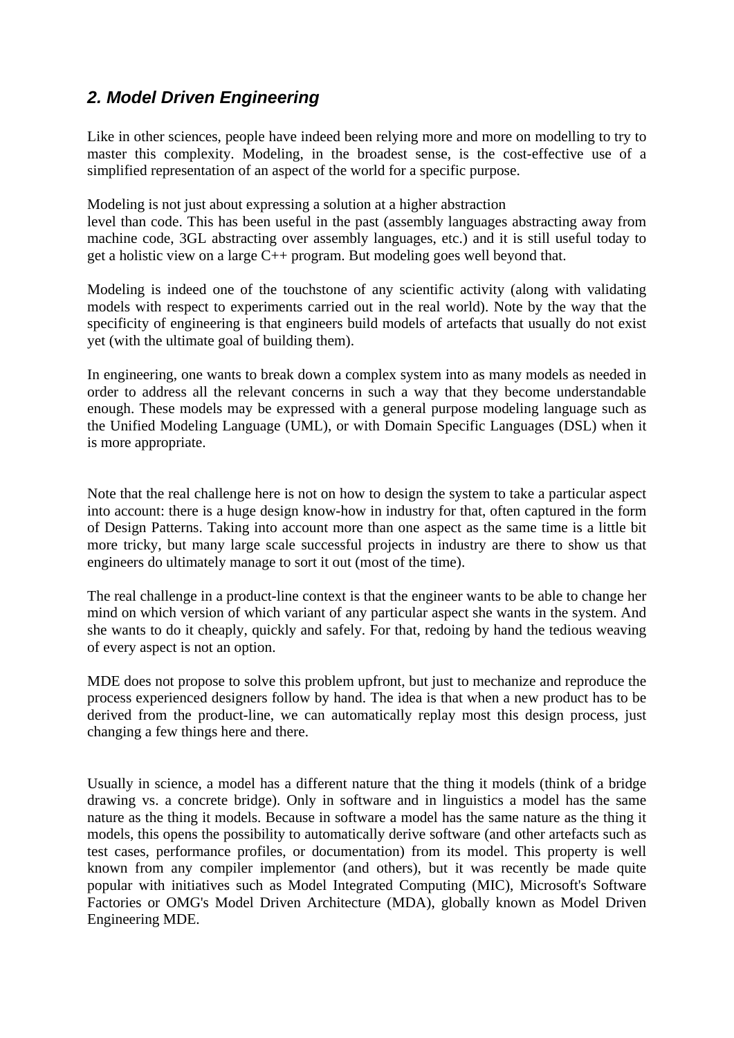### *2. Model Driven Engineering*

Like in other sciences, people have indeed been relying more and more on modelling to try to master this complexity. Modeling, in the broadest sense, is the cost-effective use of a simplified representation of an aspect of the world for a specific purpose.

Modeling is not just about expressing a solution at a higher abstraction level than code. This has been useful in the past (assembly languages abstracting away from machine code, 3GL abstracting over assembly languages, etc.) and it is still useful today to get a holistic view on a large C++ program. But modeling goes well beyond that.

Modeling is indeed one of the touchstone of any scientific activity (along with validating models with respect to experiments carried out in the real world). Note by the way that the specificity of engineering is that engineers build models of artefacts that usually do not exist yet (with the ultimate goal of building them).

In engineering, one wants to break down a complex system into as many models as needed in order to address all the relevant concerns in such a way that they become understandable enough. These models may be expressed with a general purpose modeling language such as the Unified Modeling Language (UML), or with Domain Specific Languages (DSL) when it is more appropriate.

Note that the real challenge here is not on how to design the system to take a particular aspect into account: there is a huge design know-how in industry for that, often captured in the form of Design Patterns. Taking into account more than one aspect as the same time is a little bit more tricky, but many large scale successful projects in industry are there to show us that engineers do ultimately manage to sort it out (most of the time).

The real challenge in a product-line context is that the engineer wants to be able to change her mind on which version of which variant of any particular aspect she wants in the system. And she wants to do it cheaply, quickly and safely. For that, redoing by hand the tedious weaving of every aspect is not an option.

MDE does not propose to solve this problem upfront, but just to mechanize and reproduce the process experienced designers follow by hand. The idea is that when a new product has to be derived from the product-line, we can automatically replay most this design process, just changing a few things here and there.

Usually in science, a model has a different nature that the thing it models (think of a bridge drawing vs. a concrete bridge). Only in software and in linguistics a model has the same nature as the thing it models. Because in software a model has the same nature as the thing it models, this opens the possibility to automatically derive software (and other artefacts such as test cases, performance profiles, or documentation) from its model. This property is well known from any compiler implementor (and others), but it was recently be made quite popular with initiatives such as Model Integrated Computing (MIC), Microsoft's Software Factories or OMG's Model Driven Architecture (MDA), globally known as Model Driven Engineering MDE.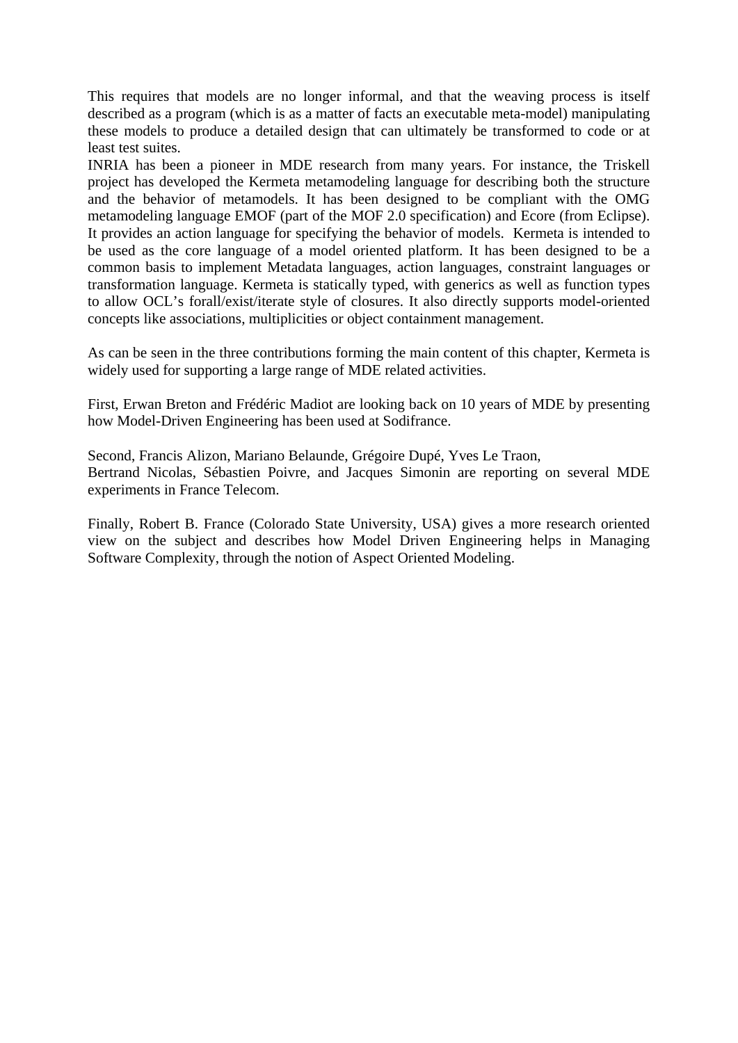This requires that models are no longer informal, and that the weaving process is itself described as a program (which is as a matter of facts an executable meta-model) manipulating these models to produce a detailed design that can ultimately be transformed to code or at least test suites.
INRIA has been a pioneer in MDE research from many years. For instance, the Triskell project has developed the Kermeta metamodeling language for describing both the structure and the behavior of metamodels. It has been designed to be compliant with the OMG metamodeling language EMOF (part of the MOF 2.0 specification) and Ecore (from Eclipse). It provides an action language for specifying the behavior of models. Kermeta is intended to be used as the core language of a model oriented platform. It has been designed to be a common basis to implement Metadata languages, action languages, constraint languages or transformation language. Kermeta is statically typed, with generics as well as function types to allow OCL's forall/exist/iterate style of closures. It also directly supports model-oriented concepts like associations, multiplicities or object containment management.

As can be seen in the three contributions forming the main content of this chapter, Kermeta is widely used for supporting a large range of MDE related activities.

First, Erwan Breton and Frédéric Madiot are looking back on 10 years of MDE by presenting how Model-Driven Engineering has been used at Sodifrance.

Second, Francis Alizon, Mariano Belaunde, Grégoire Dupé, Yves Le Traon,
Bertrand Nicolas, Sébastien Poivre, and Jacques Simonin are reporting on several MDE experiments in France Telecom.

Finally, Robert B. France (Colorado State University, USA) gives a more research oriented view on the subject and describes how Model Driven Engineering helps in Managing Software Complexity, through the notion of Aspect Oriented Modeling.